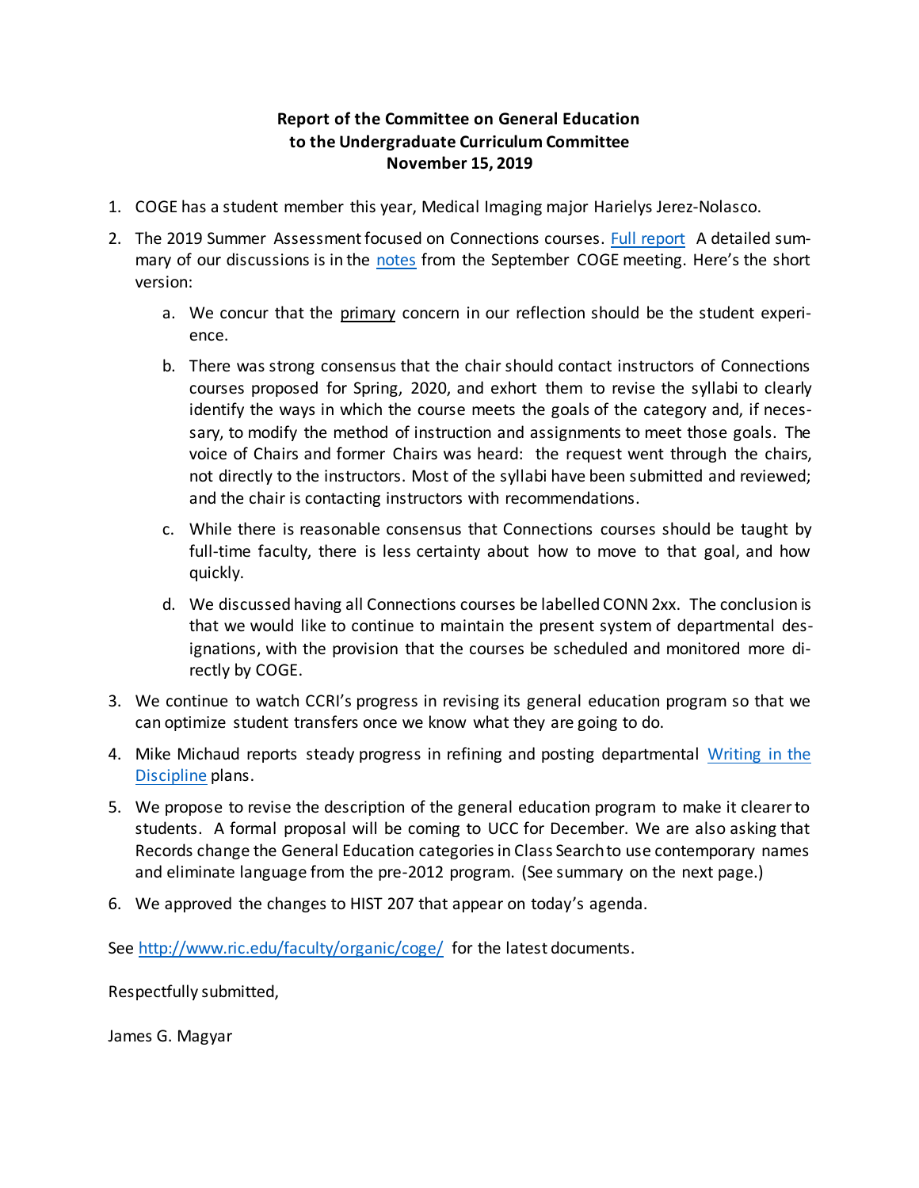**Report of the Committee on General Education to the Undergraduate Curriculum Committee November 15, 2019**

1. COGE has a student member this year, Medical Imaging major Harielys Jerez-Nolasco.
2. The 2019 Summer Assessment focused on Connections courses. Full report A detailed summary of our discussions is in the notes from the September COGE meeting. Here's the short version:
    a. We concur that the primary concern in our reflection should be the student experience.
    b. There was strong consensus that the chair should contact instructors of Connections courses proposed for Spring, 2020, and exhort them to revise the syllabi to clearly identify the ways in which the course meets the goals of the category and, if necessary, to modify the method of instruction and assignments to meet those goals. The voice of Chairs and former Chairs was heard: the request went through the chairs, not directly to the instructors. Most of the syllabi have been submitted and reviewed; and the chair is contacting instructors with recommendations.
    c. While there is reasonable consensus that Connections courses should be taught by full-time faculty, there is less certainty about how to move to that goal, and how quickly.
    d. We discussed having all Connections courses be labelled CONN 2xx. The conclusion is that we would like to continue to maintain the present system of departmental designations, with the provision that the courses be scheduled and monitored more directly by COGE.
3. We continue to watch CCRI's progress in revising its general education program so that we can optimize student transfers once we know what they are going to do.
4. Mike Michaud reports steady progress in refining and posting departmental Writing in the Discipline plans.
5. We propose to revise the description of the general education program to make it clearer to students. A formal proposal will be coming to UCC for December. We are also asking that Records change the General Education categories in Class Search to use contemporary names and eliminate language from the pre-2012 program. (See summary on the next page.)
6. We approved the changes to HIST 207 that appear on today's agenda.

See http://www.ric.edu/faculty/organic/coge/ for the latest documents.

Respectfully submitted,

James G. Magyar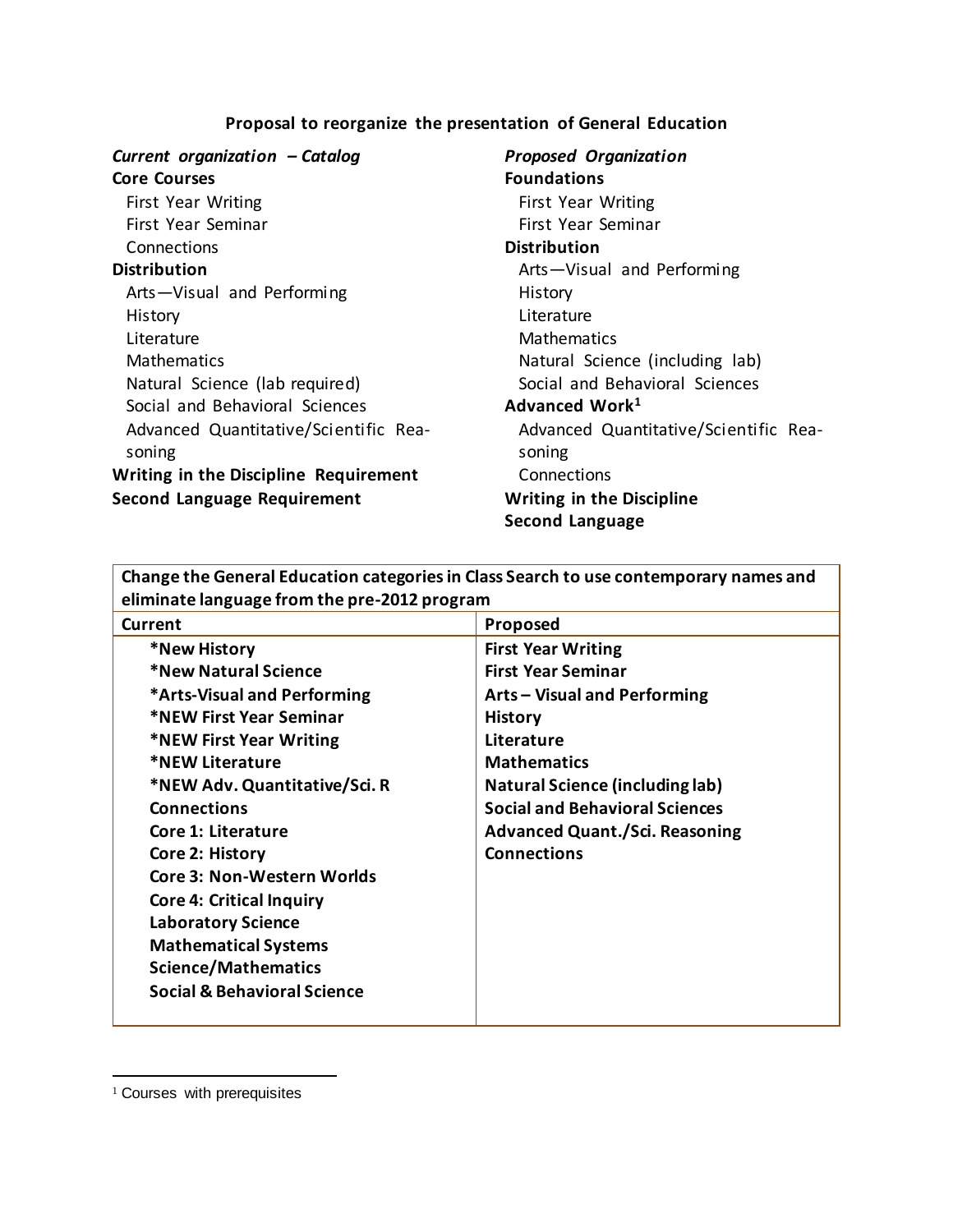**Proposal to reorganize the presentation of General Education**

*Current organization – Catalog*

**Core Courses**

- First Year Writing
- First Year Seminar
- Connections

**Distribution**

- Arts—Visual and Performing
- History
- Literature
- Mathematics
- Natural Science (lab required)
- Social and Behavioral Sciences
- Advanced Quantitative/Scientific Reasoning

**Writing in the Discipline Requirement**

**Second Language Requirement**

*Proposed Organization*

**Foundations**

- First Year Writing
- First Year Seminar

**Distribution**

- Arts—Visual and Performing
- History
- Literature
- Mathematics
- Natural Science (including lab)
- Social and Behavioral Sciences

**Advanced Work**[1]

- Advanced Quantitative/Scientific Reasoning
- Connections

**Writing in the Discipline**

**Second Language**

| **Change the General Education categories in Class Search to use contemporary names and eliminate language from the pre-2012 program** | |
|---|---|
| **Current** | **Proposed** |
| **\*New History** | **First Year Writing** |
| **\*New Natural Science** | **First Year Seminar** |
| **\*Arts-Visual and Performing** | **Arts – Visual and Performing** |
| **\*NEW First Year Seminar** | **History** |
| **\*NEW First Year Writing** | **Literature** |
| **\*NEW Literature** | **Mathematics** |
| **\*NEW Adv. Quantitative/Sci. R** | **Natural Science (including lab)** |
| **Connections** | **Social and Behavioral Sciences** |
| **Core 1: Literature** | **Advanced Quant./Sci. Reasoning** |
| **Core 2: History** | **Connections** |
| **Core 3: Non-Western Worlds** | |
| **Core 4: Critical Inquiry** | |
| **Laboratory Science** | |
| **Mathematical Systems** | |
| **Science/Mathematics** | |
| **Social & Behavioral Science** | |

[1] Courses with prerequisites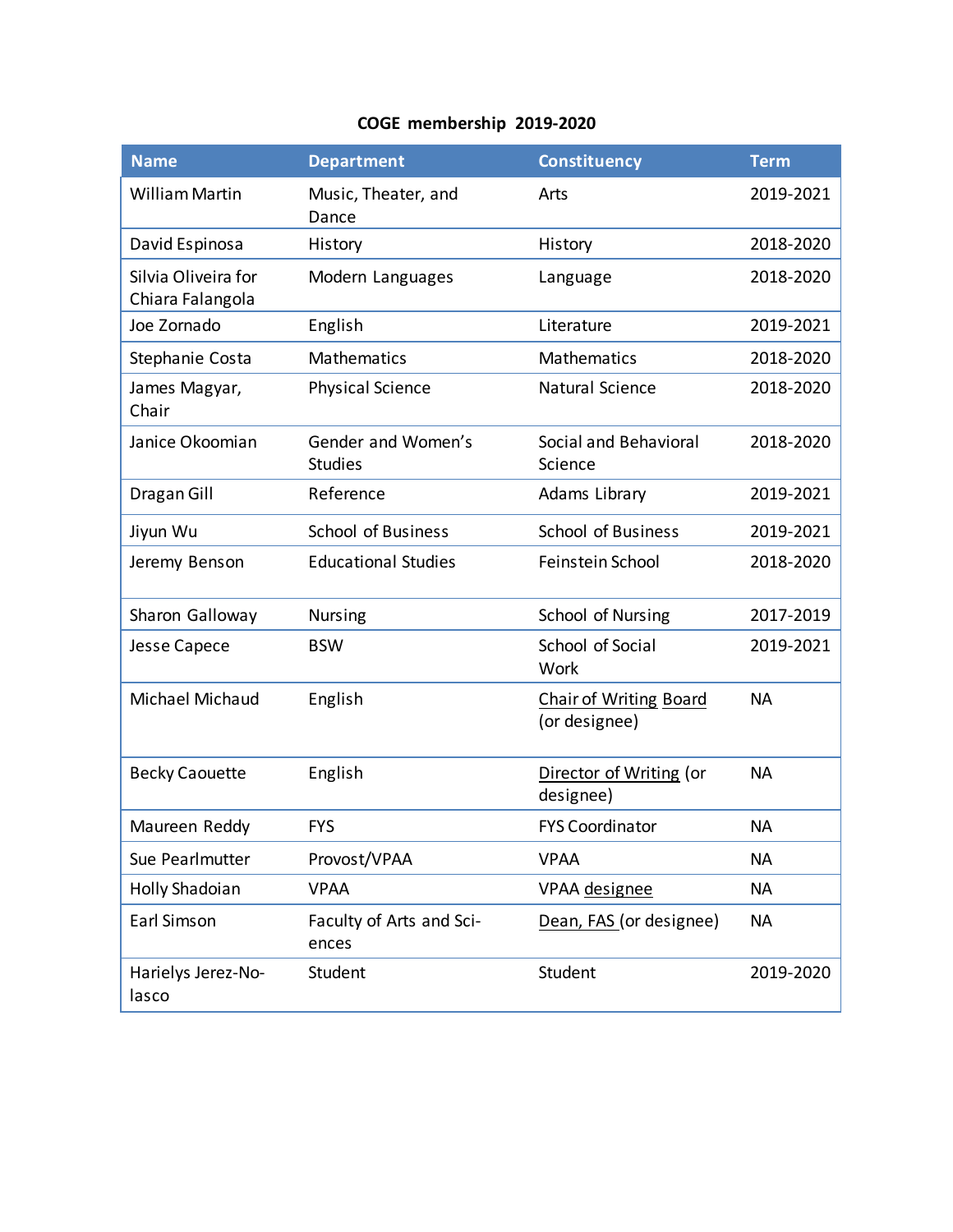**COGE membership 2019-2020**

| Name | Department | Constituency | Term |
|---|---|---|---|
| William Martin | Music, Theater, and Dance | Arts | 2019-2021 |
| David Espinosa | History | History | 2018-2020 |
| Silvia Oliveira for Chiara Falangola | Modern Languages | Language | 2018-2020 |
| Joe Zornado | English | Literature | 2019-2021 |
| Stephanie Costa | Mathematics | Mathematics | 2018-2020 |
| James Magyar, Chair | Physical Science | Natural Science | 2018-2020 |
| Janice Okoomian | Gender and Women's Studies | Social and Behavioral Science | 2018-2020 |
| Dragan Gill | Reference | Adams Library | 2019-2021 |
| Jiyun Wu | School of Business | School of Business | 2019-2021 |
| Jeremy Benson | Educational Studies | Feinstein School | 2018-2020 |
| Sharon Galloway | Nursing | School of Nursing | 2017-2019 |
| Jesse Capece | BSW | School of Social Work | 2019-2021 |
| Michael Michaud | English | Chair of Writing Board (or designee) | NA |
| Becky Caouette | English | Director of Writing (or designee) | NA |
| Maureen Reddy | FYS | FYS Coordinator | NA |
| Sue Pearlmutter | Provost/VPAA | VPAA | NA |
| Holly Shadoian | VPAA | VPAA designee | NA |
| Earl Simson | Faculty of Arts and Sciences | Dean, FAS (or designee) | NA |
| Harielys Jerez-Nolasco | Student | Student | 2019-2020 |